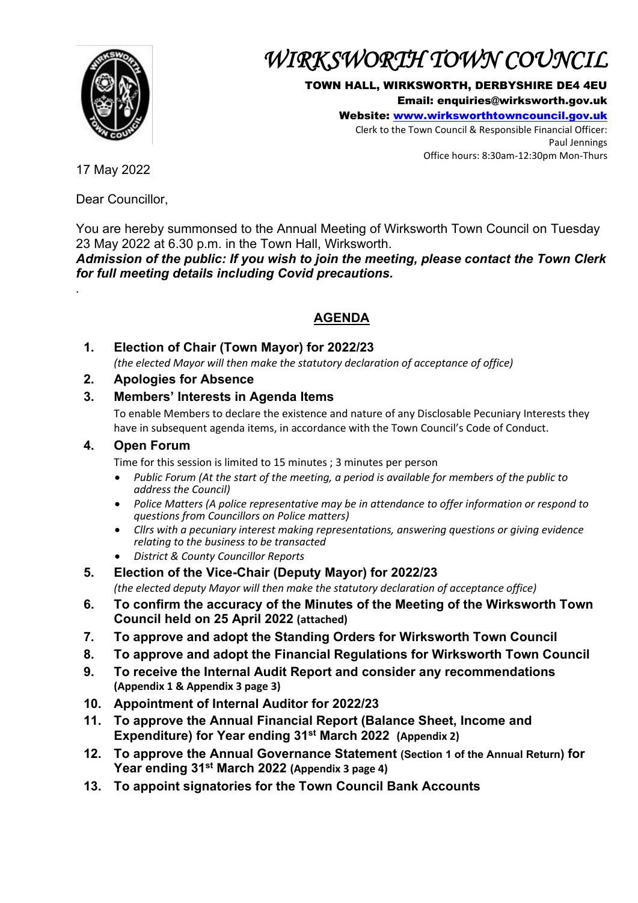# WIRKSWORTH TOWN COUNCIL

**TOWN HALL, WIRKSWORTH, DERBYSHIRE DE4 4EU**
**Email: enquiries@wirksworth.gov.uk**
**Website: www.wirksworthtowncouncil.gov.uk**
Clerk to the Town Council & Responsible Financial Officer:
Paul Jennings
Office hours: 8:30am-12:30pm Mon-Thurs

17 May 2022

Dear Councillor,

You are hereby summonsed to the Annual Meeting of Wirksworth Town Council on Tuesday 23 May 2022 at 6.30 p.m. in the Town Hall, Wirksworth.
***Admission of the public: If you wish to join the meeting, please contact the Town Clerk for full meeting details including Covid precautions.***

.

## AGENDA

1. **Election of Chair (Town Mayor) for 2022/23**
   *(the elected Mayor will then make the statutory declaration of acceptance of office)*
2. **Apologies for Absence**
3. **Members' Interests in Agenda Items**
   To enable Members to declare the existence and nature of any Disclosable Pecuniary Interests they have in subsequent agenda items, in accordance with the Town Council's Code of Conduct.
4. **Open Forum**
   Time for this session is limited to 15 minutes ; 3 minutes per person
   - *Public Forum (At the start of the meeting, a period is available for members of the public to address the Council)*
   - *Police Matters (A police representative may be in attendance to offer information or respond to questions from Councillors on Police matters)*
   - *Cllrs with a pecuniary interest making representations, answering questions or giving evidence relating to the business to be transacted*
   - *District & County Councillor Reports*
5. **Election of the Vice-Chair (Deputy Mayor) for 2022/23**
   *(the elected deputy Mayor will then make the statutory declaration of acceptance office)*
6. **To confirm the accuracy of the Minutes of the Meeting of the Wirksworth Town Council held on 25 April 2022 (attached)**
7. **To approve and adopt the Standing Orders for Wirksworth Town Council**
8. **To approve and adopt the Financial Regulations for Wirksworth Town Council**
9. **To receive the Internal Audit Report and consider any recommendations (Appendix 1 & Appendix 3 page 3)**
10. **Appointment of Internal Auditor for 2022/23**
11. **To approve the Annual Financial Report (Balance Sheet, Income and Expenditure) for Year ending 31st March 2022 (Appendix 2)**
12. **To approve the Annual Governance Statement (Section 1 of the Annual Return) for Year ending 31st March 2022 (Appendix 3 page 4)**
13. **To appoint signatories for the Town Council Bank Accounts**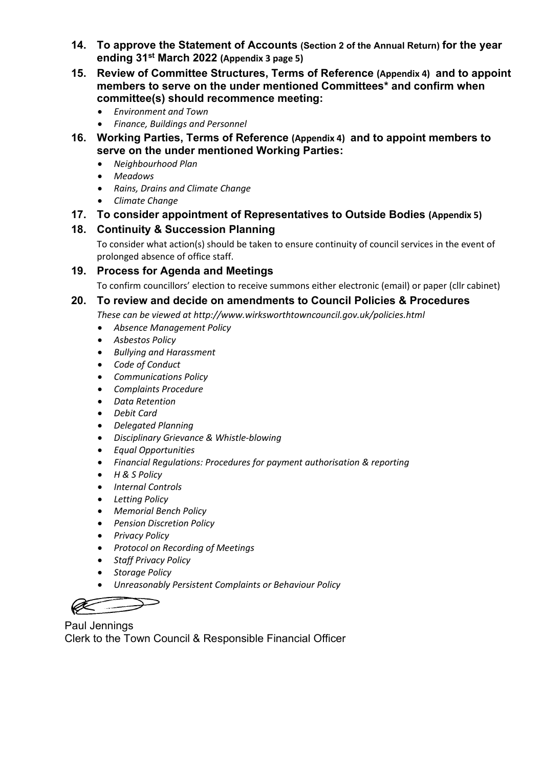**14. To approve the Statement of Accounts (Section 2 of the Annual Return) for the year ending 31st March 2022 (Appendix 3 page 5)**

**15. Review of Committee Structures, Terms of Reference (Appendix 4) and to appoint members to serve on the under mentioned Committees* and confirm when committee(s) should recommence meeting:**

- *Environment and Town*
- *Finance, Buildings and Personnel*

**16. Working Parties, Terms of Reference (Appendix 4) and to appoint members to serve on the under mentioned Working Parties:**

- *Neighbourhood Plan*
- *Meadows*
- *Rains, Drains and Climate Change*
- *Climate Change*

**17. To consider appointment of Representatives to Outside Bodies (Appendix 5)**

**18. Continuity & Succession Planning**

To consider what action(s) should be taken to ensure continuity of council services in the event of prolonged absence of office staff.

**19. Process for Agenda and Meetings**

To confirm councillors' election to receive summons either electronic (email) or paper (cllr cabinet)

**20. To review and decide on amendments to Council Policies & Procedures**

*These can be viewed at http://www.wirksworthtowncouncil.gov.uk/policies.html*

- *Absence Management Policy*
- *Asbestos Policy*
- *Bullying and Harassment*
- *Code of Conduct*
- *Communications Policy*
- *Complaints Procedure*
- *Data Retention*
- *Debit Card*
- *Delegated Planning*
- *Disciplinary Grievance & Whistle-blowing*
- *Equal Opportunities*
- *Financial Regulations: Procedures for payment authorisation & reporting*
- *H & S Policy*
- *Internal Controls*
- *Letting Policy*
- *Memorial Bench Policy*
- *Pension Discretion Policy*
- *Privacy Policy*
- *Protocol on Recording of Meetings*
- *Staff Privacy Policy*
- *Storage Policy*
- *Unreasonably Persistent Complaints or Behaviour Policy*

Paul Jennings
Clerk to the Town Council & Responsible Financial Officer